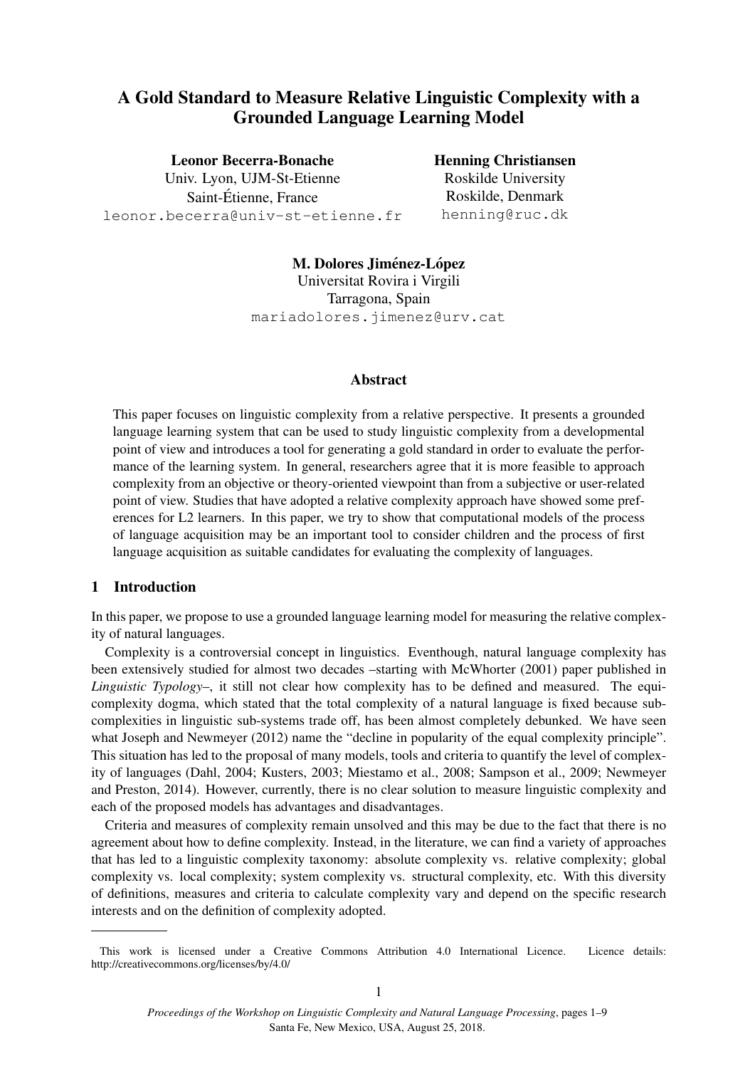# A Gold Standard to Measure Relative Linguistic Complexity with a Grounded Language Learning Model

**Leonor Becerra-Bonache**
Univ. Lyon, UJM-St-Etienne
Saint-Étienne, France
leonor.becerra@univ-st-etienne.fr

**Henning Christiansen**
Roskilde University
Roskilde, Denmark
henning@ruc.dk

**M. Dolores Jiménez-López**
Universitat Rovira i Virgili
Tarragona, Spain
mariadolores.jimenez@urv.cat

## Abstract

This paper focuses on linguistic complexity from a relative perspective. It presents a grounded language learning system that can be used to study linguistic complexity from a developmental point of view and introduces a tool for generating a gold standard in order to evaluate the performance of the learning system. In general, researchers agree that it is more feasible to approach complexity from an objective or theory-oriented viewpoint than from a subjective or user-related point of view. Studies that have adopted a relative complexity approach have showed some preferences for L2 learners. In this paper, we try to show that computational models of the process of language acquisition may be an important tool to consider children and the process of first language acquisition as suitable candidates for evaluating the complexity of languages.

## 1 Introduction

In this paper, we propose to use a grounded language learning model for measuring the relative complexity of natural languages.

Complexity is a controversial concept in linguistics. Eventhough, natural language complexity has been extensively studied for almost two decades –starting with McWhorter (2001) paper published in *Linguistic Typology*–, it still not clear how complexity has to be defined and measured. The equi-complexity dogma, which stated that the total complexity of a natural language is fixed because sub-complexities in linguistic sub-systems trade off, has been almost completely debunked. We have seen what Joseph and Newmeyer (2012) name the "decline in popularity of the equal complexity principle". This situation has led to the proposal of many models, tools and criteria to quantify the level of complexity of languages (Dahl, 2004; Kusters, 2003; Miestamo et al., 2008; Sampson et al., 2009; Newmeyer and Preston, 2014). However, currently, there is no clear solution to measure linguistic complexity and each of the proposed models has advantages and disadvantages.

Criteria and measures of complexity remain unsolved and this may be due to the fact that there is no agreement about how to define complexity. Instead, in the literature, we can find a variety of approaches that has led to a linguistic complexity taxonomy: absolute complexity vs. relative complexity; global complexity vs. local complexity; system complexity vs. structural complexity, etc. With this diversity of definitions, measures and criteria to calculate complexity vary and depend on the specific research interests and on the definition of complexity adopted.

This work is licensed under a Creative Commons Attribution 4.0 International Licence. Licence details: http://creativecommons.org/licenses/by/4.0/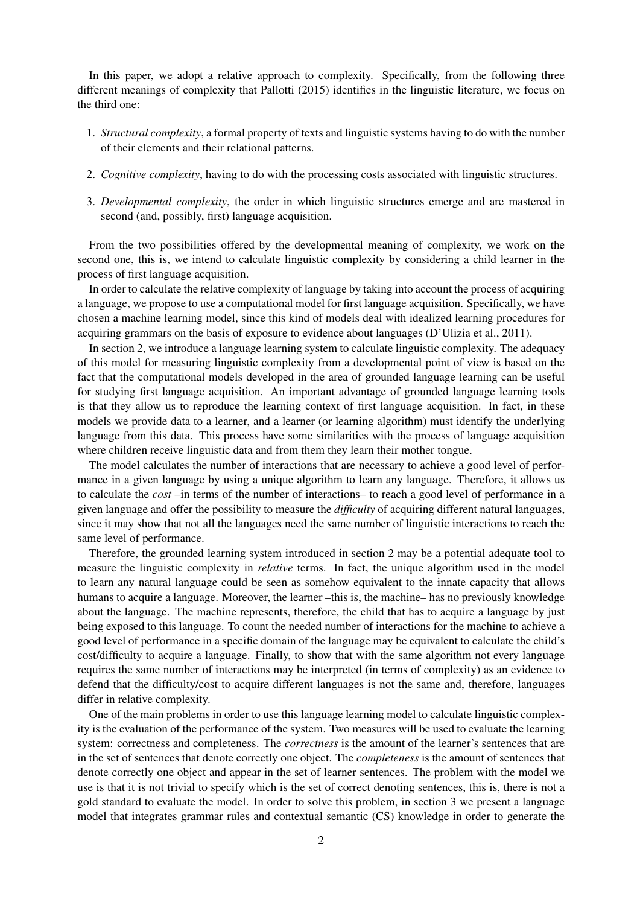In this paper, we adopt a relative approach to complexity. Specifically, from the following three different meanings of complexity that Pallotti (2015) identifies in the linguistic literature, we focus on the third one:

1. *Structural complexity*, a formal property of texts and linguistic systems having to do with the number of their elements and their relational patterns.
2. *Cognitive complexity*, having to do with the processing costs associated with linguistic structures.
3. *Developmental complexity*, the order in which linguistic structures emerge and are mastered in second (and, possibly, first) language acquisition.

From the two possibilities offered by the developmental meaning of complexity, we work on the second one, this is, we intend to calculate linguistic complexity by considering a child learner in the process of first language acquisition.

In order to calculate the relative complexity of language by taking into account the process of acquiring a language, we propose to use a computational model for first language acquisition. Specifically, we have chosen a machine learning model, since this kind of models deal with idealized learning procedures for acquiring grammars on the basis of exposure to evidence about languages (D'Ulizia et al., 2011).

In section 2, we introduce a language learning system to calculate linguistic complexity. The adequacy of this model for measuring linguistic complexity from a developmental point of view is based on the fact that the computational models developed in the area of grounded language learning can be useful for studying first language acquisition. An important advantage of grounded language learning tools is that they allow us to reproduce the learning context of first language acquisition. In fact, in these models we provide data to a learner, and a learner (or learning algorithm) must identify the underlying language from this data. This process have some similarities with the process of language acquisition where children receive linguistic data and from them they learn their mother tongue.

The model calculates the number of interactions that are necessary to achieve a good level of performance in a given language by using a unique algorithm to learn any language. Therefore, it allows us to calculate the *cost* –in terms of the number of interactions– to reach a good level of performance in a given language and offer the possibility to measure the *difficulty* of acquiring different natural languages, since it may show that not all the languages need the same number of linguistic interactions to reach the same level of performance.

Therefore, the grounded learning system introduced in section 2 may be a potential adequate tool to measure the linguistic complexity in *relative* terms. In fact, the unique algorithm used in the model to learn any natural language could be seen as somehow equivalent to the innate capacity that allows humans to acquire a language. Moreover, the learner –this is, the machine– has no previously knowledge about the language. The machine represents, therefore, the child that has to acquire a language by just being exposed to this language. To count the needed number of interactions for the machine to achieve a good level of performance in a specific domain of the language may be equivalent to calculate the child's cost/difficulty to acquire a language. Finally, to show that with the same algorithm not every language requires the same number of interactions may be interpreted (in terms of complexity) as an evidence to defend that the difficulty/cost to acquire different languages is not the same and, therefore, languages differ in relative complexity.

One of the main problems in order to use this language learning model to calculate linguistic complexity is the evaluation of the performance of the system. Two measures will be used to evaluate the learning system: correctness and completeness. The *correctness* is the amount of the learner's sentences that are in the set of sentences that denote correctly one object. The *completeness* is the amount of sentences that denote correctly one object and appear in the set of learner sentences. The problem with the model we use is that it is not trivial to specify which is the set of correct denoting sentences, this is, there is not a gold standard to evaluate the model. In order to solve this problem, in section 3 we present a language model that integrates grammar rules and contextual semantic (CS) knowledge in order to generate the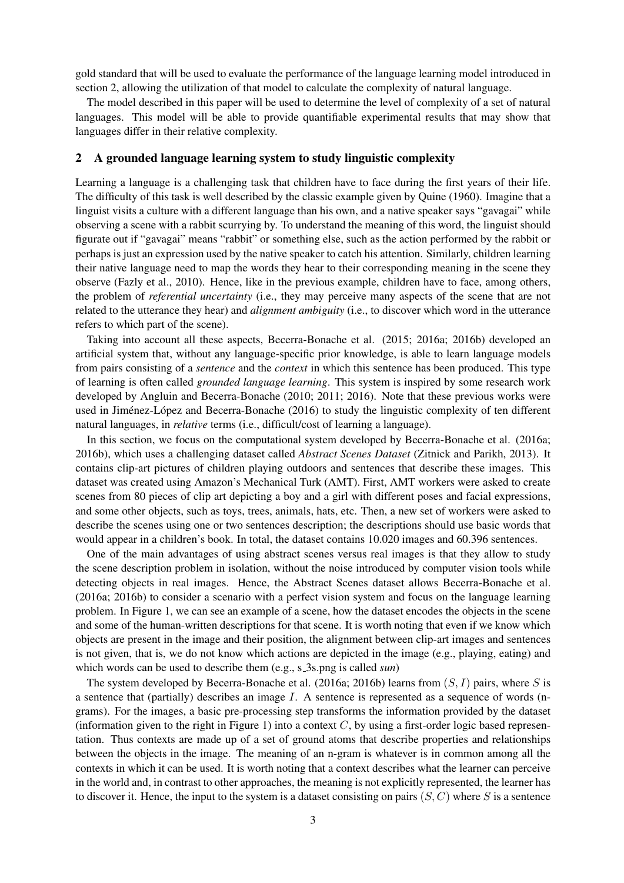gold standard that will be used to evaluate the performance of the language learning model introduced in section 2, allowing the utilization of that model to calculate the complexity of natural language.

The model described in this paper will be used to determine the level of complexity of a set of natural languages. This model will be able to provide quantifiable experimental results that may show that languages differ in their relative complexity.

## 2 A grounded language learning system to study linguistic complexity

Learning a language is a challenging task that children have to face during the first years of their life. The difficulty of this task is well described by the classic example given by Quine (1960). Imagine that a linguist visits a culture with a different language than his own, and a native speaker says "gavagai" while observing a scene with a rabbit scurrying by. To understand the meaning of this word, the linguist should figurate out if "gavagai" means "rabbit" or something else, such as the action performed by the rabbit or perhaps is just an expression used by the native speaker to catch his attention. Similarly, children learning their native language need to map the words they hear to their corresponding meaning in the scene they observe (Fazly et al., 2010). Hence, like in the previous example, children have to face, among others, the problem of *referential uncertainty* (i.e., they may perceive many aspects of the scene that are not related to the utterance they hear) and *alignment ambiguity* (i.e., to discover which word in the utterance refers to which part of the scene).

Taking into account all these aspects, Becerra-Bonache et al. (2015; 2016a; 2016b) developed an artificial system that, without any language-specific prior knowledge, is able to learn language models from pairs consisting of a *sentence* and the *context* in which this sentence has been produced. This type of learning is often called *grounded language learning*. This system is inspired by some research work developed by Angluin and Becerra-Bonache (2010; 2011; 2016). Note that these previous works were used in Jiménez-López and Becerra-Bonache (2016) to study the linguistic complexity of ten different natural languages, in *relative* terms (i.e., difficult/cost of learning a language).

In this section, we focus on the computational system developed by Becerra-Bonache et al. (2016a; 2016b), which uses a challenging dataset called *Abstract Scenes Dataset* (Zitnick and Parikh, 2013). It contains clip-art pictures of children playing outdoors and sentences that describe these images. This dataset was created using Amazon's Mechanical Turk (AMT). First, AMT workers were asked to create scenes from 80 pieces of clip art depicting a boy and a girl with different poses and facial expressions, and some other objects, such as toys, trees, animals, hats, etc. Then, a new set of workers were asked to describe the scenes using one or two sentences description; the descriptions should use basic words that would appear in a children's book. In total, the dataset contains 10.020 images and 60.396 sentences.

One of the main advantages of using abstract scenes versus real images is that they allow to study the scene description problem in isolation, without the noise introduced by computer vision tools while detecting objects in real images. Hence, the Abstract Scenes dataset allows Becerra-Bonache et al. (2016a; 2016b) to consider a scenario with a perfect vision system and focus on the language learning problem. In Figure 1, we can see an example of a scene, how the dataset encodes the objects in the scene and some of the human-written descriptions for that scene. It is worth noting that even if we know which objects are present in the image and their position, the alignment between clip-art images and sentences is not given, that is, we do not know which actions are depicted in the image (e.g., playing, eating) and which words can be used to describe them (e.g., s_3s.png is called *sun*)

The system developed by Becerra-Bonache et al. (2016a; 2016b) learns from $(S, I)$ pairs, where $S$ is a sentence that (partially) describes an image $I$. A sentence is represented as a sequence of words (n-grams). For the images, a basic pre-processing step transforms the information provided by the dataset (information given to the right in Figure 1) into a context $C$, by using a first-order logic based representation. Thus contexts are made up of a set of ground atoms that describe properties and relationships between the objects in the image. The meaning of an n-gram is whatever is in common among all the contexts in which it can be used. It is worth noting that a context describes what the learner can perceive in the world and, in contrast to other approaches, the meaning is not explicitly represented, the learner has to discover it. Hence, the input to the system is a dataset consisting on pairs $(S, C)$ where $S$ is a sentence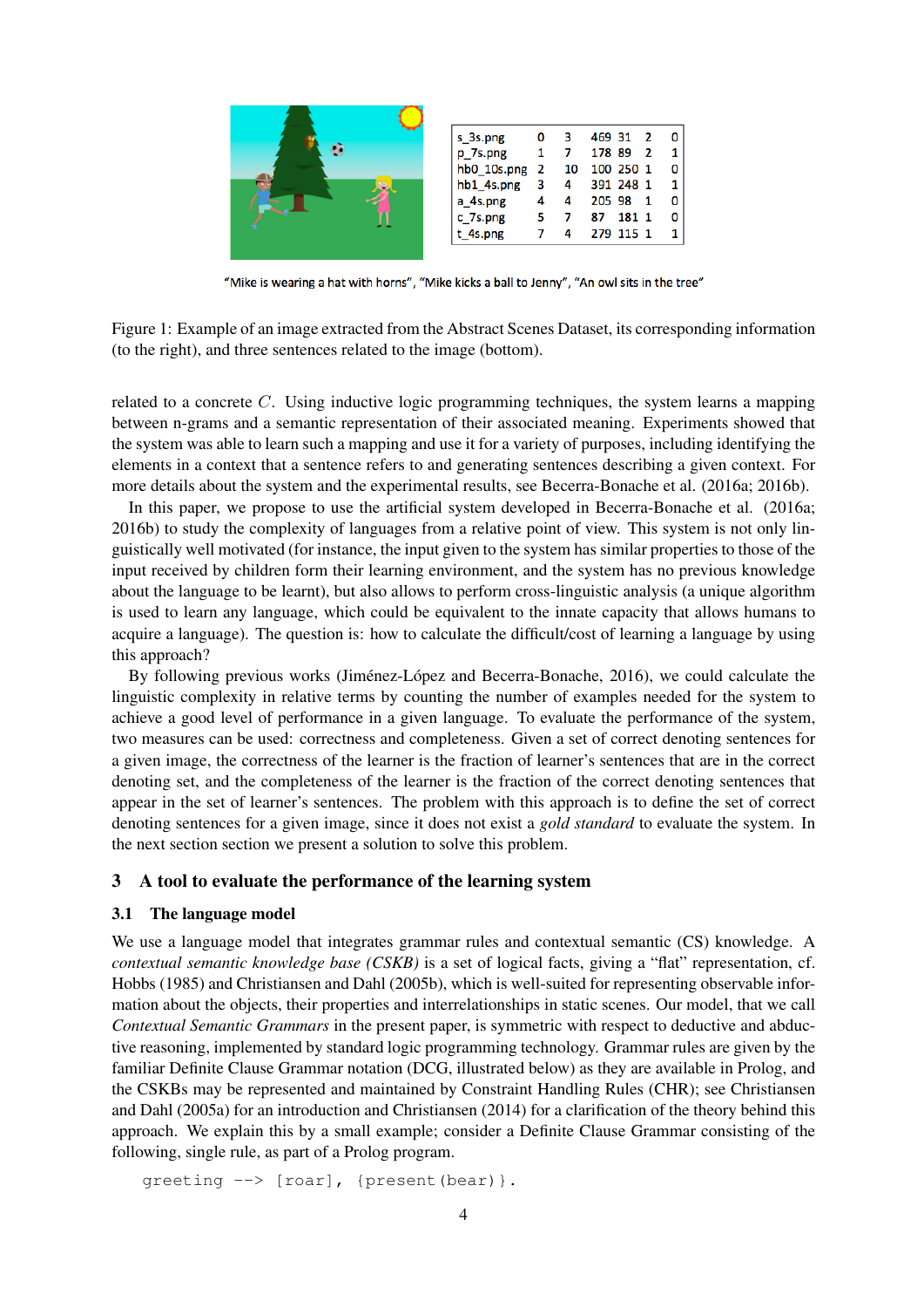| s_3s.png | 0 | 3 | 469 | 31 | 2 | 0 |
|---|---|---|---|---|---|---|
| p_7s.png | 1 | 7 | 178 | 89 | 2 | 1 |
| hb0_10s.png | 2 | 10 | 100 | 250 | 1 | 0 |
| hb1_4s.png | 3 | 4 | 391 | 248 | 1 | 1 |
| a_4s.png | 4 | 4 | 205 | 98 | 1 | 0 |
| c_7s.png | 5 | 7 | 87 | 181 | 1 | 0 |
| t_4s.png | 7 | 4 | 279 | 115 | 1 | 1 |

"Mike is wearing a hat with horns", "Mike kicks a ball to Jenny", "An owl sits in the tree"

Figure 1: Example of an image extracted from the Abstract Scenes Dataset, its corresponding information (to the right), and three sentences related to the image (bottom).

related to a concrete $C$. Using inductive logic programming techniques, the system learns a mapping between n-grams and a semantic representation of their associated meaning. Experiments showed that the system was able to learn such a mapping and use it for a variety of purposes, including identifying the elements in a context that a sentence refers to and generating sentences describing a given context. For more details about the system and the experimental results, see Becerra-Bonache et al. (2016a; 2016b).

In this paper, we propose to use the artificial system developed in Becerra-Bonache et al. (2016a; 2016b) to study the complexity of languages from a relative point of view. This system is not only linguistically well motivated (for instance, the input given to the system has similar properties to those of the input received by children form their learning environment, and the system has no previous knowledge about the language to be learnt), but also allows to perform cross-linguistic analysis (a unique algorithm is used to learn any language, which could be equivalent to the innate capacity that allows humans to acquire a language). The question is: how to calculate the difficult/cost of learning a language by using this approach?

By following previous works (Jiménez-López and Becerra-Bonache, 2016), we could calculate the linguistic complexity in relative terms by counting the number of examples needed for the system to achieve a good level of performance in a given language. To evaluate the performance of the system, two measures can be used: correctness and completeness. Given a set of correct denoting sentences for a given image, the correctness of the learner is the fraction of learner's sentences that are in the correct denoting set, and the completeness of the learner is the fraction of the correct denoting sentences that appear in the set of learner's sentences. The problem with this approach is to define the set of correct denoting sentences for a given image, since it does not exist a *gold standard* to evaluate the system. In the next section section we present a solution to solve this problem.

## 3 A tool to evaluate the performance of the learning system

### 3.1 The language model

We use a language model that integrates grammar rules and contextual semantic (CS) knowledge. A *contextual semantic knowledge base (CSKB)* is a set of logical facts, giving a "flat" representation, cf. Hobbs (1985) and Christiansen and Dahl (2005b), which is well-suited for representing observable information about the objects, their properties and interrelationships in static scenes. Our model, that we call *Contextual Semantic Grammars* in the present paper, is symmetric with respect to deductive and abductive reasoning, implemented by standard logic programming technology. Grammar rules are given by the familiar Definite Clause Grammar notation (DCG, illustrated below) as they are available in Prolog, and the CSKBs may be represented and maintained by Constraint Handling Rules (CHR); see Christiansen and Dahl (2005a) for an introduction and Christiansen (2014) for a clarification of the theory behind this approach. We explain this by a small example; consider a Definite Clause Grammar consisting of the following, single rule, as part of a Prolog program.

```
greeting --> [roar], {present(bear)}.
```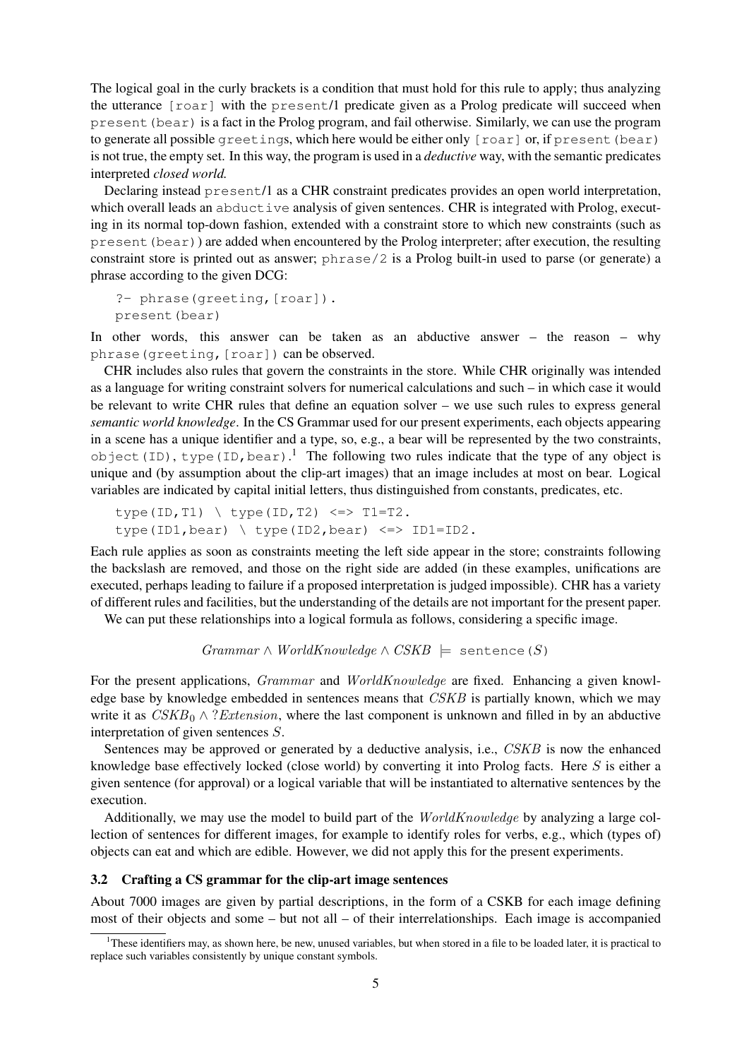The logical goal in the curly brackets is a condition that must hold for this rule to apply; thus analyzing the utterance `[roar]` with the `present/1` predicate given as a Prolog predicate will succeed when `present(bear)` is a fact in the Prolog program, and fail otherwise. Similarly, we can use the program to generate all possible `greeting`s, which here would be either only `[roar]` or, if `present(bear)` is not true, the empty set. In this way, the program is used in a *deductive* way, with the semantic predicates interpreted *closed world.*

Declaring instead `present/1` as a CHR constraint predicates provides an open world interpretation, which overall leads an `abductive` analysis of given sentences. CHR is integrated with Prolog, executing in its normal top-down fashion, extended with a constraint store to which new constraints (such as `present(bear)`) are added when encountered by the Prolog interpreter; after execution, the resulting constraint store is printed out as answer; `phrase/2` is a Prolog built-in used to parse (or generate) a phrase according to the given DCG:

```
?- phrase(greeting,[roar]).
present(bear)
```

In other words, this answer can be taken as an abductive answer – the reason – why `phrase(greeting,[roar])` can be observed.

CHR includes also rules that govern the constraints in the store. While CHR originally was intended as a language for writing constraint solvers for numerical calculations and such – in which case it would be relevant to write CHR rules that define an equation solver – we use such rules to express general *semantic world knowledge*. In the CS Grammar used for our present experiments, each objects appearing in a scene has a unique identifier and a type, so, e.g., a bear will be represented by the two constraints, `object(ID), type(ID,bear)`.[1] The following two rules indicate that the type of any object is unique and (by assumption about the clip-art images) that an image includes at most on bear. Logical variables are indicated by capital initial letters, thus distinguished from constants, predicates, etc.

```
type(ID,T1) \ type(ID,T2) <=> T1=T2.
type(ID1,bear) \ type(ID2,bear) <=> ID1=ID2.
```

Each rule applies as soon as constraints meeting the left side appear in the store; constraints following the backslash are removed, and those on the right side are added (in these examples, unifications are executed, perhaps leading to failure if a proposed interpretation is judged impossible). CHR has a variety of different rules and facilities, but the understanding of the details are not important for the present paper.

We can put these relationships into a logical formula as follows, considering a specific image.

$$Grammar \wedge WorldKnowledge \wedge CSKB \models \texttt{sentence}(S)$$

For the present applications, $Grammar$ and $WorldKnowledge$ are fixed. Enhancing a given knowledge base by knowledge embedded in sentences means that $CSKB$ is partially known, which we may write it as $CSKB_0 \wedge ?Extension$, where the last component is unknown and filled in by an abductive interpretation of given sentences $S$.

Sentences may be approved or generated by a deductive analysis, i.e., $CSKB$ is now the enhanced knowledge base effectively locked (close world) by converting it into Prolog facts. Here $S$ is either a given sentence (for approval) or a logical variable that will be instantiated to alternative sentences by the execution.

Additionally, we may use the model to build part of the $WorldKnowledge$ by analyzing a large collection of sentences for different images, for example to identify roles for verbs, e.g., which (types of) objects can eat and which are edible. However, we did not apply this for the present experiments.

### 3.2 Crafting a CS grammar for the clip-art image sentences

About 7000 images are given by partial descriptions, in the form of a CSKB for each image defining most of their objects and some – but not all – of their interrelationships. Each image is accompanied

[1] These identifiers may, as shown here, be new, unused variables, but when stored in a file to be loaded later, it is practical to replace such variables consistently by unique constant symbols.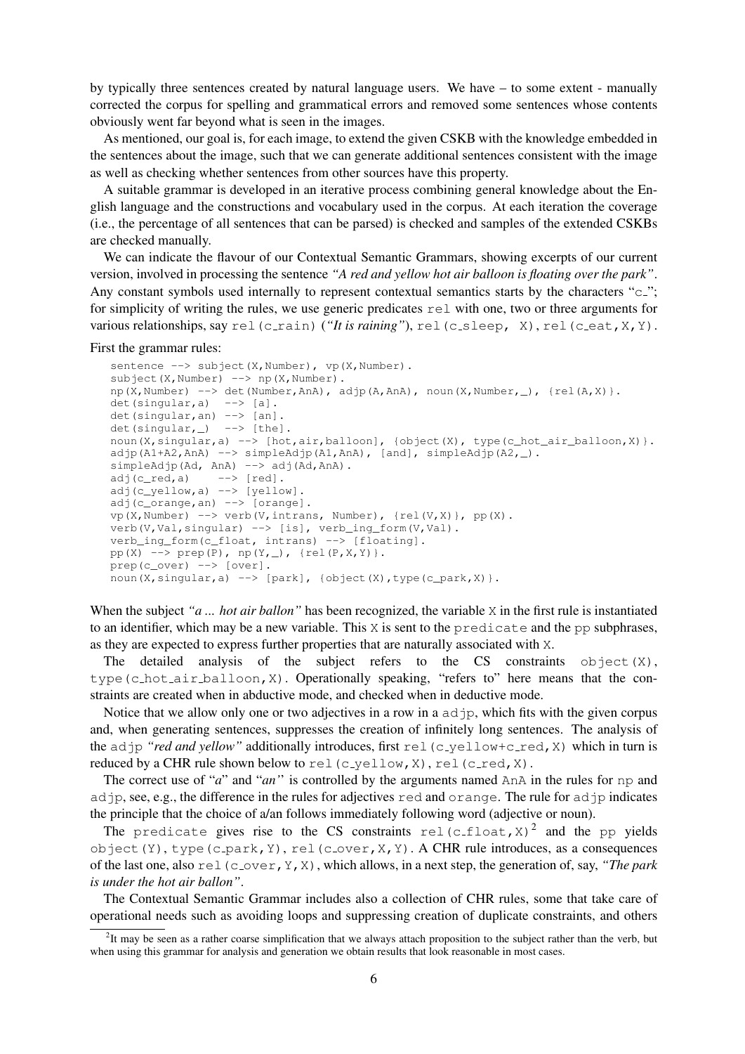by typically three sentences created by natural language users. We have – to some extent - manually corrected the corpus for spelling and grammatical errors and removed some sentences whose contents obviously went far beyond what is seen in the images.

As mentioned, our goal is, for each image, to extend the given CSKB with the knowledge embedded in the sentences about the image, such that we can generate additional sentences consistent with the image as well as checking whether sentences from other sources have this property.

A suitable grammar is developed in an iterative process combining general knowledge about the English language and the constructions and vocabulary used in the corpus. At each iteration the coverage (i.e., the percentage of all sentences that can be parsed) is checked and samples of the extended CSKBs are checked manually.

We can indicate the flavour of our Contextual Semantic Grammars, showing excerpts of our current version, involved in processing the sentence *"A red and yellow hot air balloon is floating over the park"*. Any constant symbols used internally to represent contextual semantics starts by the characters "c_"; for simplicity of writing the rules, we use generic predicates `rel` with one, two or three arguments for various relationships, say `rel(c_rain)` (*"It is raining"*), `rel(c_sleep, X)`, `rel(c_eat,X,Y)`.

First the grammar rules:

```
sentence --> subject(X,Number), vp(X,Number).
subject(X,Number) --> np(X,Number).
np(X,Number) --> det(Number,AnA), adjp(A,AnA), noun(X,Number,_), {rel(A,X)}.
det(singular,a)  --> [a].
det(singular,an) --> [an].
det(singular,_)  --> [the].
noun(X,singular,a) --> [hot,air,balloon], {object(X), type(c_hot_air_balloon,X)}.
adjp(A1+A2,AnA) --> simpleAdjp(A1,AnA), [and], simpleAdjp(A2,_).
simpleAdjp(Ad, AnA) --> adj(Ad,AnA).
adj(c_red,a)    --> [red].
adj(c_yellow,a) --> [yellow].
adj(c_orange,an) --> [orange].
vp(X,Number) --> verb(V,intrans, Number), {rel(V,X)}, pp(X).
verb(V,Val,singular) --> [is], verb_ing_form(V,Val).
verb_ing_form(c_float, intrans) --> [floating].
pp(X) --> prep(P), np(Y,_), {rel(P,X,Y)}.
prep(c_over) --> [over].
noun(X,singular,a) --> [park], {object(X),type(c_park,X)}.
```

When the subject *"a ... hot air ballon"* has been recognized, the variable `X` in the first rule is instantiated to an identifier, which may be a new variable. This `X` is sent to the `predicate` and the `pp` subphrases, as they are expected to express further properties that are naturally associated with `X`.

The detailed analysis of the subject refers to the CS constraints `object(X)`, `type(c_hot_air_balloon,X)`. Operationally speaking, "refers to" here means that the constraints are created when in abductive mode, and checked when in deductive mode.

Notice that we allow only one or two adjectives in a row in a `adjp`, which fits with the given corpus and, when generating sentences, suppresses the creation of infinitely long sentences. The analysis of the `adjp` *"red and yellow"* additionally introduces, first `rel(c_yellow+c_red,X)` which in turn is reduced by a CHR rule shown below to `rel(c_yellow,X)`, `rel(c_red,X)`.

The correct use of "*a*" and "*an*" is controlled by the arguments named `AnA` in the rules for `np` and `adjp`, see, e.g., the difference in the rules for adjectives `red` and `orange`. The rule for `adjp` indicates the principle that the choice of a/an follows immediately following word (adjective or noun).

The `predicate` gives rise to the CS constraints `rel(c_float,X)`[2] and the `pp` yields `object(Y)`, `type(c_park,Y)`, `rel(c_over,X,Y)`. A CHR rule introduces, as a consequences of the last one, also `rel(c_over,Y,X)`, which allows, in a next step, the generation of, say, *"The park is under the hot air ballon"*.

The Contextual Semantic Grammar includes also a collection of CHR rules, some that take care of operational needs such as avoiding loops and suppressing creation of duplicate constraints, and others

---

[2] It may be seen as a rather coarse simplification that we always attach proposition to the subject rather than the verb, but when using this grammar for analysis and generation we obtain results that look reasonable in most cases.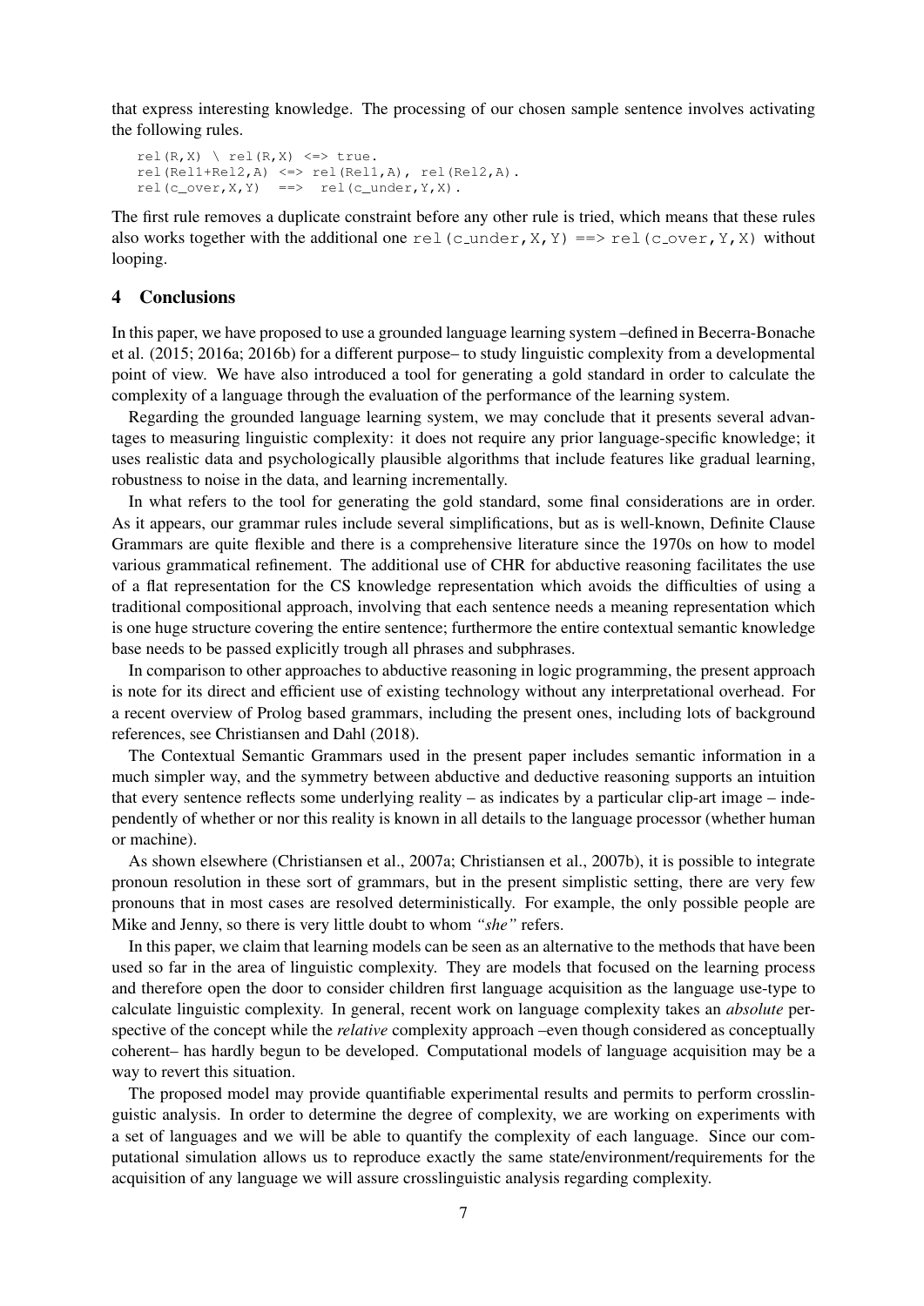that express interesting knowledge. The processing of our chosen sample sentence involves activating the following rules.

```
rel(R,X) \ rel(R,X) <=> true.
rel(Rel1+Rel2,A) <=> rel(Rel1,A), rel(Rel2,A).
rel(c_over,X,Y)  ==>  rel(c_under,Y,X).
```

The first rule removes a duplicate constraint before any other rule is tried, which means that these rules also works together with the additional one `rel(c_under,X,Y) ==> rel(c_over,Y,X)` without looping.

## 4 Conclusions

In this paper, we have proposed to use a grounded language learning system –defined in Becerra-Bonache et al. (2015; 2016a; 2016b) for a different purpose– to study linguistic complexity from a developmental point of view. We have also introduced a tool for generating a gold standard in order to calculate the complexity of a language through the evaluation of the performance of the learning system.

Regarding the grounded language learning system, we may conclude that it presents several advantages to measuring linguistic complexity: it does not require any prior language-specific knowledge; it uses realistic data and psychologically plausible algorithms that include features like gradual learning, robustness to noise in the data, and learning incrementally.

In what refers to the tool for generating the gold standard, some final considerations are in order. As it appears, our grammar rules include several simplifications, but as is well-known, Definite Clause Grammars are quite flexible and there is a comprehensive literature since the 1970s on how to model various grammatical refinement. The additional use of CHR for abductive reasoning facilitates the use of a flat representation for the CS knowledge representation which avoids the difficulties of using a traditional compositional approach, involving that each sentence needs a meaning representation which is one huge structure covering the entire sentence; furthermore the entire contextual semantic knowledge base needs to be passed explicitly trough all phrases and subphrases.

In comparison to other approaches to abductive reasoning in logic programming, the present approach is note for its direct and efficient use of existing technology without any interpretational overhead. For a recent overview of Prolog based grammars, including the present ones, including lots of background references, see Christiansen and Dahl (2018).

The Contextual Semantic Grammars used in the present paper includes semantic information in a much simpler way, and the symmetry between abductive and deductive reasoning supports an intuition that every sentence reflects some underlying reality – as indicates by a particular clip-art image – independently of whether or nor this reality is known in all details to the language processor (whether human or machine).

As shown elsewhere (Christiansen et al., 2007a; Christiansen et al., 2007b), it is possible to integrate pronoun resolution in these sort of grammars, but in the present simplistic setting, there are very few pronouns that in most cases are resolved deterministically. For example, the only possible people are Mike and Jenny, so there is very little doubt to whom *"she"* refers.

In this paper, we claim that learning models can be seen as an alternative to the methods that have been used so far in the area of linguistic complexity. They are models that focused on the learning process and therefore open the door to consider children first language acquisition as the language use-type to calculate linguistic complexity. In general, recent work on language complexity takes an *absolute* perspective of the concept while the *relative* complexity approach –even though considered as conceptually coherent– has hardly begun to be developed. Computational models of language acquisition may be a way to revert this situation.

The proposed model may provide quantifiable experimental results and permits to perform crosslinguistic analysis. In order to determine the degree of complexity, we are working on experiments with a set of languages and we will be able to quantify the complexity of each language. Since our computational simulation allows us to reproduce exactly the same state/environment/requirements for the acquisition of any language we will assure crosslinguistic analysis regarding complexity.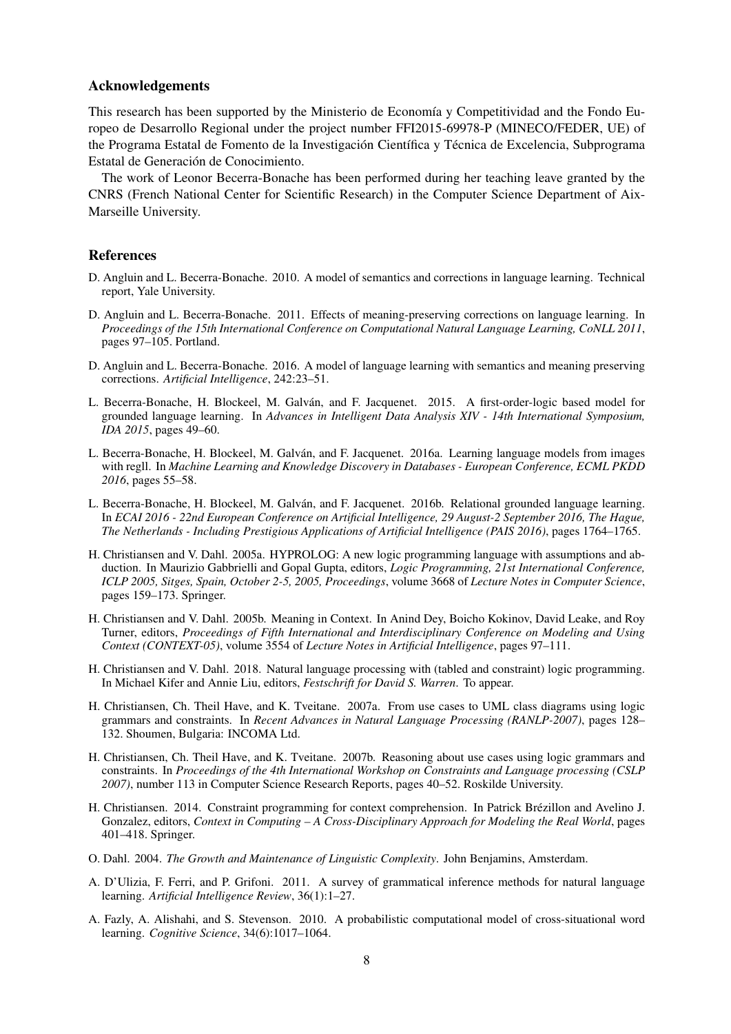## Acknowledgements

This research has been supported by the Ministerio de Economía y Competitividad and the Fondo Europeo de Desarrollo Regional under the project number FFI2015-69978-P (MINECO/FEDER, UE) of the Programa Estatal de Fomento de la Investigación Científica y Técnica de Excelencia, Subprograma Estatal de Generación de Conocimiento.

The work of Leonor Becerra-Bonache has been performed during her teaching leave granted by the CNRS (French National Center for Scientific Research) in the Computer Science Department of Aix-Marseille University.

## References

D. Angluin and L. Becerra-Bonache. 2010. A model of semantics and corrections in language learning. Technical report, Yale University.

D. Angluin and L. Becerra-Bonache. 2011. Effects of meaning-preserving corrections on language learning. In *Proceedings of the 15th International Conference on Computational Natural Language Learning, CoNLL 2011*, pages 97–105. Portland.

D. Angluin and L. Becerra-Bonache. 2016. A model of language learning with semantics and meaning preserving corrections. *Artificial Intelligence*, 242:23–51.

L. Becerra-Bonache, H. Blockeel, M. Galván, and F. Jacquenet. 2015. A first-order-logic based model for grounded language learning. In *Advances in Intelligent Data Analysis XIV - 14th International Symposium, IDA 2015*, pages 49–60.

L. Becerra-Bonache, H. Blockeel, M. Galván, and F. Jacquenet. 2016a. Learning language models from images with regll. In *Machine Learning and Knowledge Discovery in Databases - European Conference, ECML PKDD 2016*, pages 55–58.

L. Becerra-Bonache, H. Blockeel, M. Galván, and F. Jacquenet. 2016b. Relational grounded language learning. In *ECAI 2016 - 22nd European Conference on Artificial Intelligence, 29 August-2 September 2016, The Hague, The Netherlands - Including Prestigious Applications of Artificial Intelligence (PAIS 2016)*, pages 1764–1765.

H. Christiansen and V. Dahl. 2005a. HYPROLOG: A new logic programming language with assumptions and abduction. In Maurizio Gabbrielli and Gopal Gupta, editors, *Logic Programming, 21st International Conference, ICLP 2005, Sitges, Spain, October 2-5, 2005, Proceedings*, volume 3668 of *Lecture Notes in Computer Science*, pages 159–173. Springer.

H. Christiansen and V. Dahl. 2005b. Meaning in Context. In Anind Dey, Boicho Kokinov, David Leake, and Roy Turner, editors, *Proceedings of Fifth International and Interdisciplinary Conference on Modeling and Using Context (CONTEXT-05)*, volume 3554 of *Lecture Notes in Artificial Intelligence*, pages 97–111.

H. Christiansen and V. Dahl. 2018. Natural language processing with (tabled and constraint) logic programming. In Michael Kifer and Annie Liu, editors, *Festschrift for David S. Warren*. To appear.

H. Christiansen, Ch. Theil Have, and K. Tveitane. 2007a. From use cases to UML class diagrams using logic grammars and constraints. In *Recent Advances in Natural Language Processing (RANLP-2007)*, pages 128–132. Shoumen, Bulgaria: INCOMA Ltd.

H. Christiansen, Ch. Theil Have, and K. Tveitane. 2007b. Reasoning about use cases using logic grammars and constraints. In *Proceedings of the 4th International Workshop on Constraints and Language processing (CSLP 2007)*, number 113 in Computer Science Research Reports, pages 40–52. Roskilde University.

H. Christiansen. 2014. Constraint programming for context comprehension. In Patrick Brézillon and Avelino J. Gonzalez, editors, *Context in Computing – A Cross-Disciplinary Approach for Modeling the Real World*, pages 401–418. Springer.

O. Dahl. 2004. *The Growth and Maintenance of Linguistic Complexity*. John Benjamins, Amsterdam.

A. D'Ulizia, F. Ferri, and P. Grifoni. 2011. A survey of grammatical inference methods for natural language learning. *Artificial Intelligence Review*, 36(1):1–27.

A. Fazly, A. Alishahi, and S. Stevenson. 2010. A probabilistic computational model of cross-situational word learning. *Cognitive Science*, 34(6):1017–1064.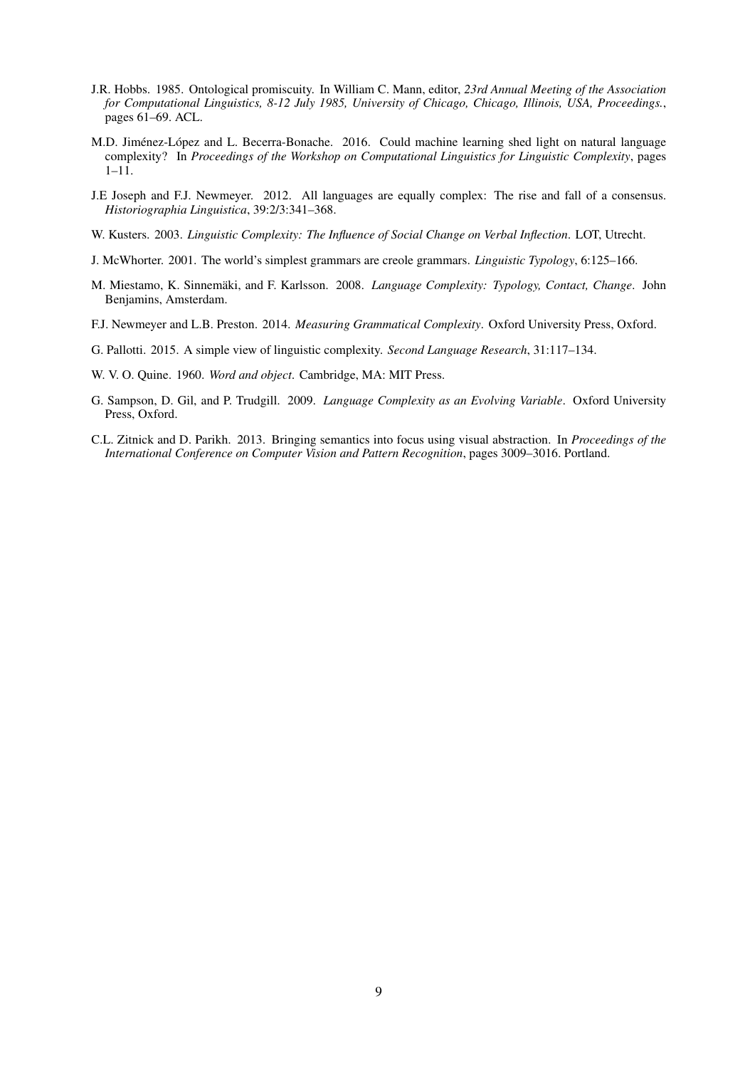J.R. Hobbs. 1985. Ontological promiscuity. In William C. Mann, editor, *23rd Annual Meeting of the Association for Computational Linguistics, 8-12 July 1985, University of Chicago, Chicago, Illinois, USA, Proceedings.*, pages 61–69. ACL.

M.D. Jiménez-López and L. Becerra-Bonache. 2016. Could machine learning shed light on natural language complexity? In *Proceedings of the Workshop on Computational Linguistics for Linguistic Complexity*, pages 1–11.

J.E Joseph and F.J. Newmeyer. 2012. All languages are equally complex: The rise and fall of a consensus. *Historiographia Linguistica*, 39:2/3:341–368.

W. Kusters. 2003. *Linguistic Complexity: The Influence of Social Change on Verbal Inflection*. LOT, Utrecht.

J. McWhorter. 2001. The world's simplest grammars are creole grammars. *Linguistic Typology*, 6:125–166.

M. Miestamo, K. Sinnemäki, and F. Karlsson. 2008. *Language Complexity: Typology, Contact, Change*. John Benjamins, Amsterdam.

F.J. Newmeyer and L.B. Preston. 2014. *Measuring Grammatical Complexity*. Oxford University Press, Oxford.

G. Pallotti. 2015. A simple view of linguistic complexity. *Second Language Research*, 31:117–134.

W. V. O. Quine. 1960. *Word and object*. Cambridge, MA: MIT Press.

G. Sampson, D. Gil, and P. Trudgill. 2009. *Language Complexity as an Evolving Variable*. Oxford University Press, Oxford.

C.L. Zitnick and D. Parikh. 2013. Bringing semantics into focus using visual abstraction. In *Proceedings of the International Conference on Computer Vision and Pattern Recognition*, pages 3009–3016. Portland.